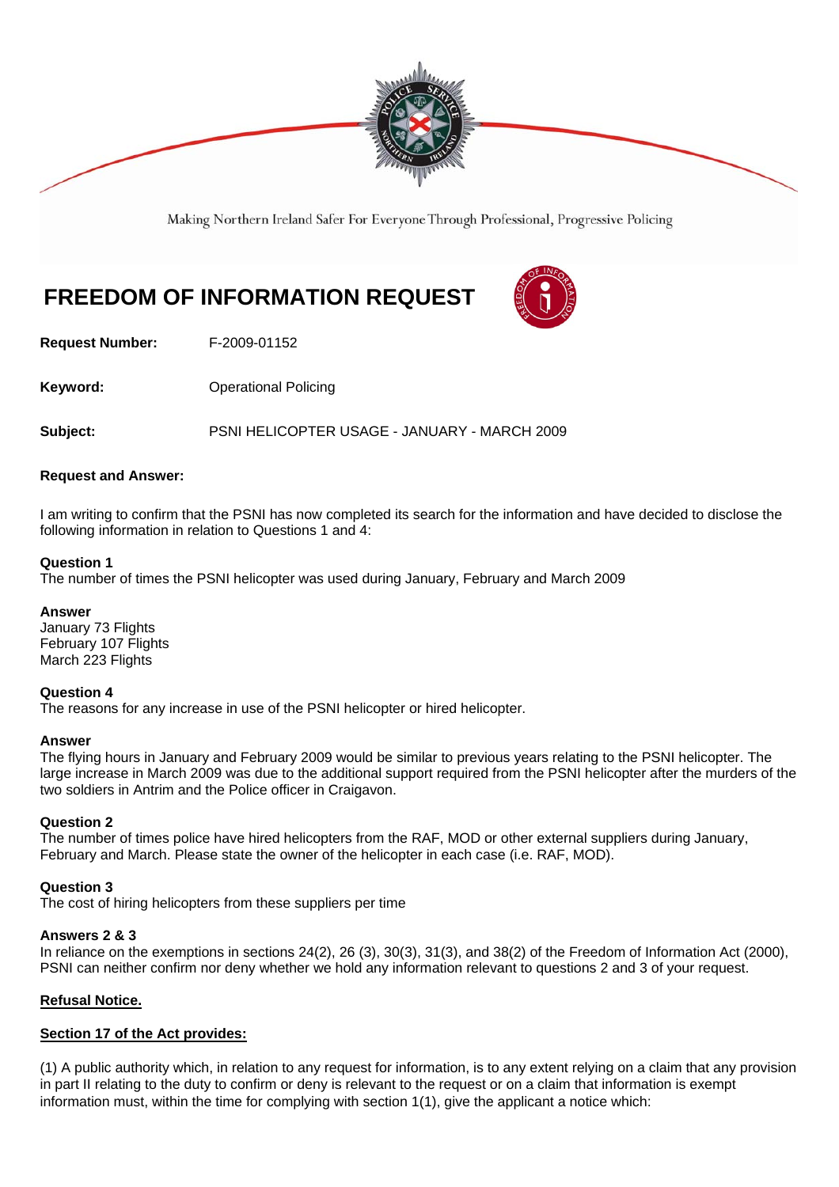Making Northern Ireland Safer For Everyone Through Professional, Progressive Policing

# FREEDOM OF INFORMATION REQUEST

**Request Number:** F-2009-01152

**Keyword:** Operational Policing

**Subject:** PSNI HELICOPTER USAGE - JANUARY - MARCH 2009

**Request and Answer:**

I am writing to confirm that the PSNI has now completed its search for the information and have decided to disclose the following information in relation to Questions 1 and 4:

**Question 1**
The number of times the PSNI helicopter was used during January, February and March 2009

**Answer**
January 73 Flights
February 107 Flights
March 223 Flights

**Question 4**
The reasons for any increase in use of the PSNI helicopter or hired helicopter.

**Answer**
The flying hours in January and February 2009 would be similar to previous years relating to the PSNI helicopter. The large increase in March 2009 was due to the additional support required from the PSNI helicopter after the murders of the two soldiers in Antrim and the Police officer in Craigavon.

**Question 2**
The number of times police have hired helicopters from the RAF, MOD or other external suppliers during January, February and March. Please state the owner of the helicopter in each case (i.e. RAF, MOD).

**Question 3**
The cost of hiring helicopters from these suppliers per time

**Answers 2 & 3**
In reliance on the exemptions in sections 24(2), 26 (3), 30(3), 31(3), and 38(2) of the Freedom of Information Act (2000), PSNI can neither confirm nor deny whether we hold any information relevant to questions 2 and 3 of your request.

**Refusal Notice.**

**Section 17 of the Act provides:**

(1) A public authority which, in relation to any request for information, is to any extent relying on a claim that any provision in part II relating to the duty to confirm or deny is relevant to the request or on a claim that information is exempt information must, within the time for complying with section 1(1), give the applicant a notice which: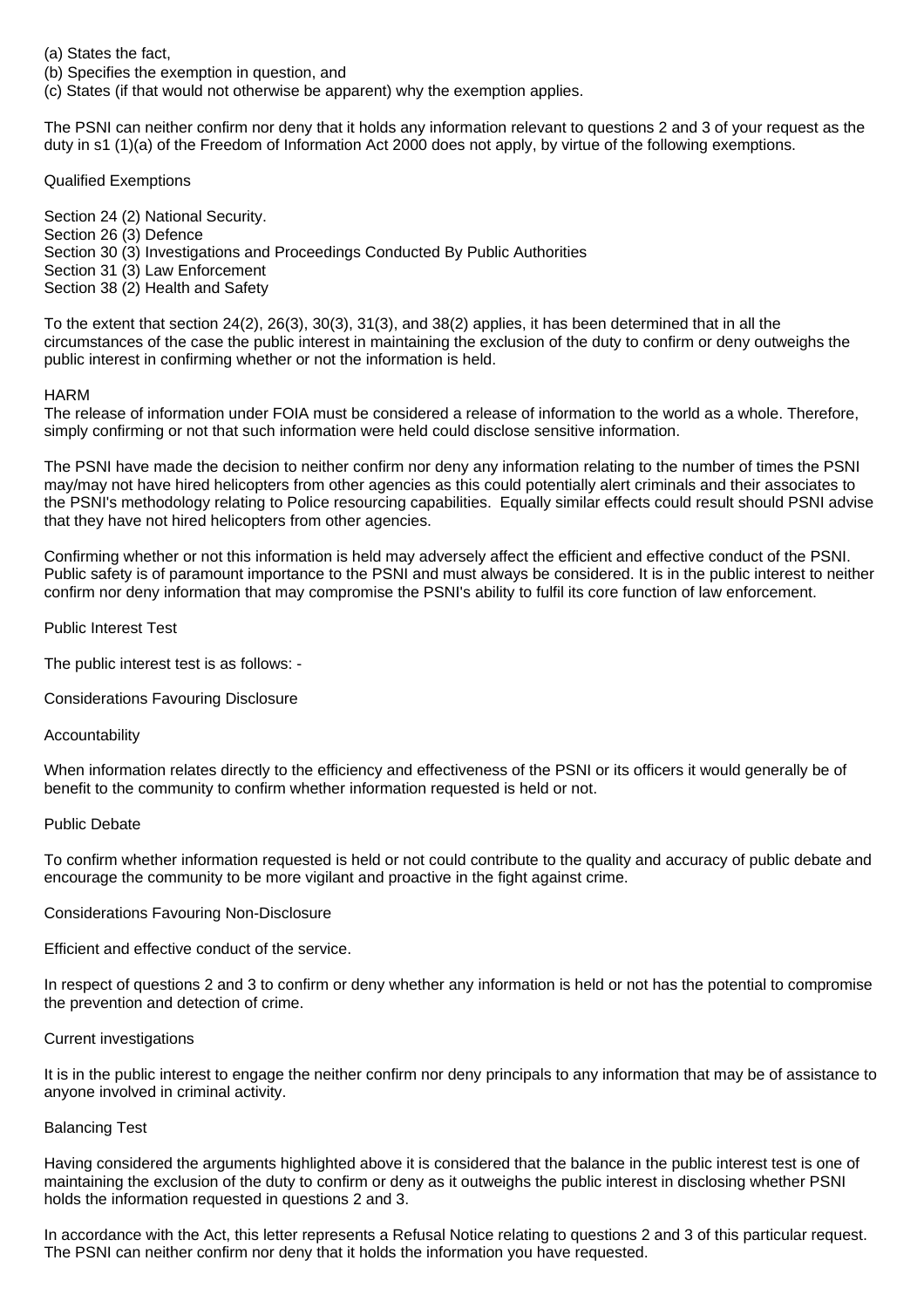(a) States the fact,  
(b) Specifies the exemption in question, and  
(c) States (if that would not otherwise be apparent) why the exemption applies.

The PSNI can neither confirm nor deny that it holds any information relevant to questions 2 and 3 of your request as the duty in s1 (1)(a) of the Freedom of Information Act 2000 does not apply, by virtue of the following exemptions.

Qualified Exemptions

Section 24 (2) National Security.  
Section 26 (3) Defence  
Section 30 (3) Investigations and Proceedings Conducted By Public Authorities  
Section 31 (3) Law Enforcement  
Section 38 (2) Health and Safety

To the extent that section 24(2), 26(3), 30(3), 31(3), and 38(2) applies, it has been determined that in all the circumstances of the case the public interest in maintaining the exclusion of the duty to confirm or deny outweighs the public interest in confirming whether or not the information is held.

HARM  
The release of information under FOIA must be considered a release of information to the world as a whole. Therefore, simply confirming or not that such information were held could disclose sensitive information.

The PSNI have made the decision to neither confirm nor deny any information relating to the number of times the PSNI may/may not have hired helicopters from other agencies as this could potentially alert criminals and their associates to the PSNI's methodology relating to Police resourcing capabilities. Equally similar effects could result should PSNI advise that they have not hired helicopters from other agencies.

Confirming whether or not this information is held may adversely affect the efficient and effective conduct of the PSNI. Public safety is of paramount importance to the PSNI and must always be considered. It is in the public interest to neither confirm nor deny information that may compromise the PSNI's ability to fulfil its core function of law enforcement.

Public Interest Test

The public interest test is as follows: -

Considerations Favouring Disclosure

Accountability

When information relates directly to the efficiency and effectiveness of the PSNI or its officers it would generally be of benefit to the community to confirm whether information requested is held or not.

Public Debate

To confirm whether information requested is held or not could contribute to the quality and accuracy of public debate and encourage the community to be more vigilant and proactive in the fight against crime.

Considerations Favouring Non-Disclosure

Efficient and effective conduct of the service.

In respect of questions 2 and 3 to confirm or deny whether any information is held or not has the potential to compromise the prevention and detection of crime.

Current investigations

It is in the public interest to engage the neither confirm nor deny principals to any information that may be of assistance to anyone involved in criminal activity.

Balancing Test

Having considered the arguments highlighted above it is considered that the balance in the public interest test is one of maintaining the exclusion of the duty to confirm or deny as it outweighs the public interest in disclosing whether PSNI holds the information requested in questions 2 and 3.

In accordance with the Act, this letter represents a Refusal Notice relating to questions 2 and 3 of this particular request. The PSNI can neither confirm nor deny that it holds the information you have requested.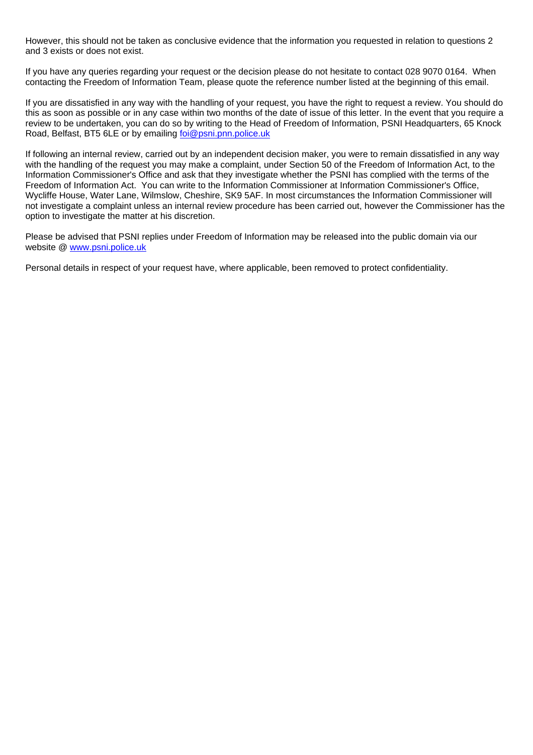However, this should not be taken as conclusive evidence that the information you requested in relation to questions 2 and 3 exists or does not exist.

If you have any queries regarding your request or the decision please do not hesitate to contact 028 9070 0164. When contacting the Freedom of Information Team, please quote the reference number listed at the beginning of this email.

If you are dissatisfied in any way with the handling of your request, you have the right to request a review. You should do this as soon as possible or in any case within two months of the date of issue of this letter. In the event that you require a review to be undertaken, you can do so by writing to the Head of Freedom of Information, PSNI Headquarters, 65 Knock Road, Belfast, BT5 6LE or by emailing foi@psni.pnn.police.uk

If following an internal review, carried out by an independent decision maker, you were to remain dissatisfied in any way with the handling of the request you may make a complaint, under Section 50 of the Freedom of Information Act, to the Information Commissioner's Office and ask that they investigate whether the PSNI has complied with the terms of the Freedom of Information Act. You can write to the Information Commissioner at Information Commissioner's Office, Wycliffe House, Water Lane, Wilmslow, Cheshire, SK9 5AF. In most circumstances the Information Commissioner will not investigate a complaint unless an internal review procedure has been carried out, however the Commissioner has the option to investigate the matter at his discretion.

Please be advised that PSNI replies under Freedom of Information may be released into the public domain via our website @ www.psni.police.uk

Personal details in respect of your request have, where applicable, been removed to protect confidentiality.